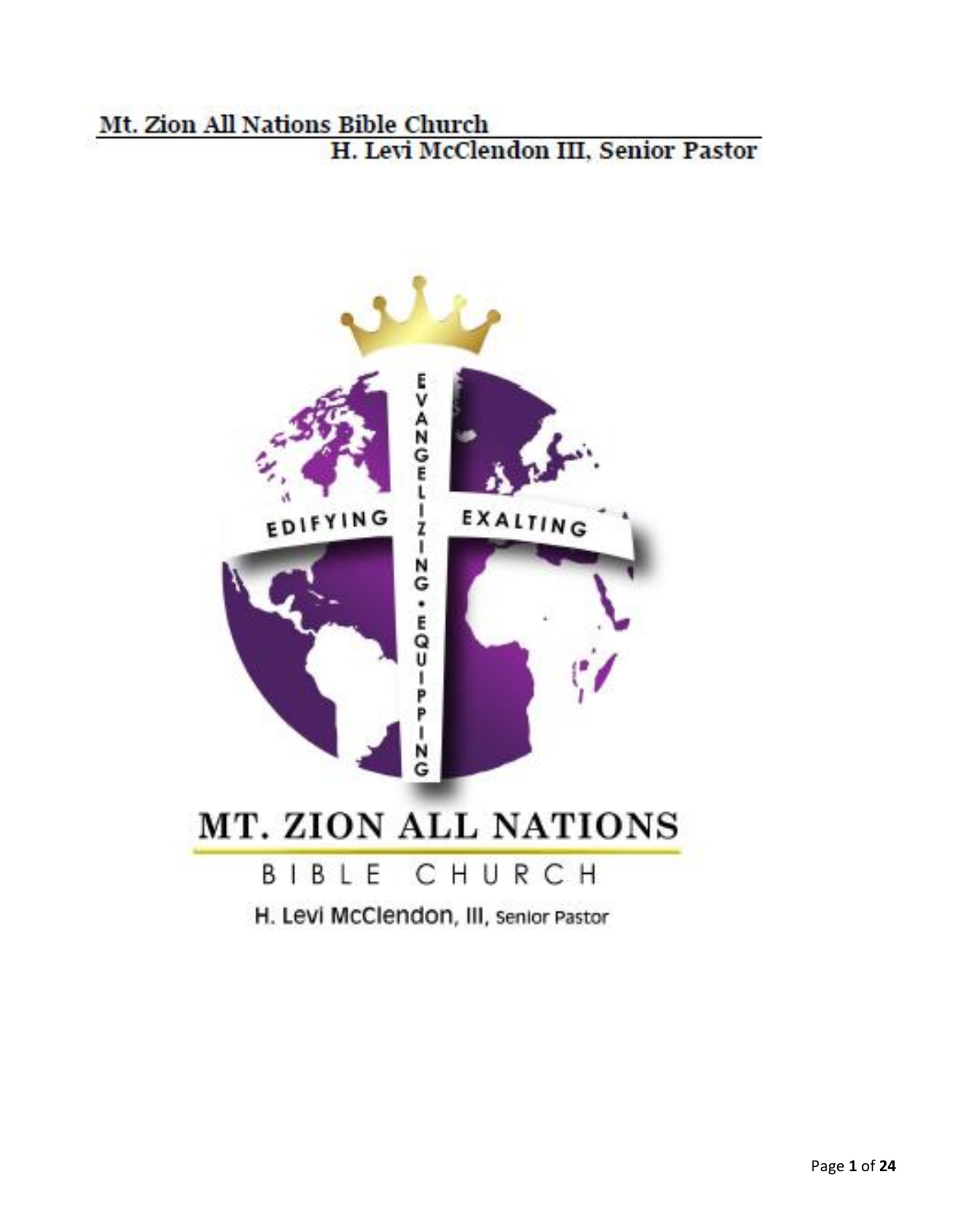Mt. Zion All Nations Bible Church
H. Levi McClendon III, Senior Pastor

EVANGELIZING • EQUIPPING

EDIFYING

EXALTING

# MT. ZION ALL NATIONS

BIBLE CHURCH

H. Levi McClendon, III, Senior Pastor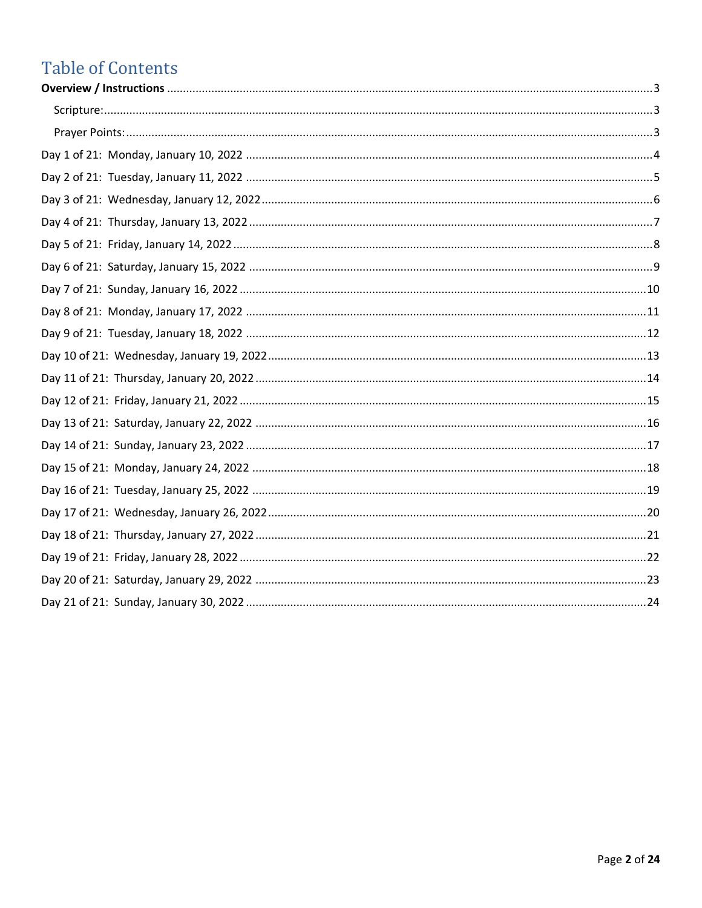# Table of Contents

**Overview / Instructions** ........................................................................ 3

- Scripture: ........................................................................ 3
- Prayer Points: ........................................................................ 3

Day 1 of 21: Monday, January 10, 2022 ........................................................................ 4

Day 2 of 21: Tuesday, January 11, 2022 ........................................................................ 5

Day 3 of 21: Wednesday, January 12, 2022 ........................................................................ 6

Day 4 of 21: Thursday, January 13, 2022 ........................................................................ 7

Day 5 of 21: Friday, January 14, 2022 ........................................................................ 8

Day 6 of 21: Saturday, January 15, 2022 ........................................................................ 9

Day 7 of 21: Sunday, January 16, 2022 ........................................................................ 10

Day 8 of 21: Monday, January 17, 2022 ........................................................................ 11

Day 9 of 21: Tuesday, January 18, 2022 ........................................................................ 12

Day 10 of 21: Wednesday, January 19, 2022 ........................................................................ 13

Day 11 of 21: Thursday, January 20, 2022 ........................................................................ 14

Day 12 of 21: Friday, January 21, 2022 ........................................................................ 15

Day 13 of 21: Saturday, January 22, 2022 ........................................................................ 16

Day 14 of 21: Sunday, January 23, 2022 ........................................................................ 17

Day 15 of 21: Monday, January 24, 2022 ........................................................................ 18

Day 16 of 21: Tuesday, January 25, 2022 ........................................................................ 19

Day 17 of 21: Wednesday, January 26, 2022 ........................................................................ 20

Day 18 of 21: Thursday, January 27, 2022 ........................................................................ 21

Day 19 of 21: Friday, January 28, 2022 ........................................................................ 22

Day 20 of 21: Saturday, January 29, 2022 ........................................................................ 23

Day 21 of 21: Sunday, January 30, 2022 ........................................................................ 24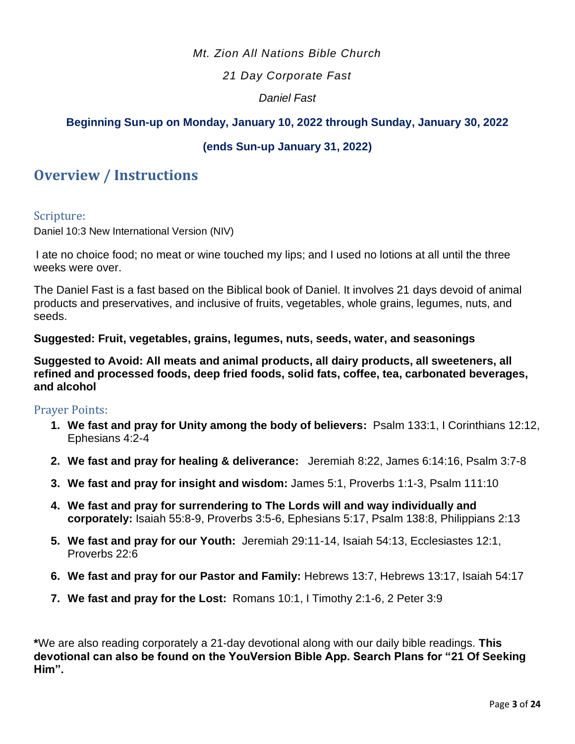*Mt. Zion All Nations Bible Church*

*21 Day Corporate Fast*

*Daniel Fast*

**Beginning Sun-up on Monday, January 10, 2022 through Sunday, January 30, 2022**

**(ends Sun-up January 31, 2022)**

# Overview / Instructions

## Scripture:

Daniel 10:3 New International Version (NIV)

I ate no choice food; no meat or wine touched my lips; and I used no lotions at all until the three weeks were over.

The Daniel Fast is a fast based on the Biblical book of Daniel. It involves 21 days devoid of animal products and preservatives, and inclusive of fruits, vegetables, whole grains, legumes, nuts, and seeds.

**Suggested: Fruit, vegetables, grains, legumes, nuts, seeds, water, and seasonings**

**Suggested to Avoid: All meats and animal products, all dairy products, all sweeteners, all refined and processed foods, deep fried foods, solid fats, coffee, tea, carbonated beverages, and alcohol**

## Prayer Points:

1. **We fast and pray for Unity among the body of believers:** Psalm 133:1, I Corinthians 12:12, Ephesians 4:2-4
2. **We fast and pray for healing & deliverance:** Jeremiah 8:22, James 6:14:16, Psalm 3:7-8
3. **We fast and pray for insight and wisdom:** James 5:1, Proverbs 1:1-3, Psalm 111:10
4. **We fast and pray for surrendering to The Lords will and way individually and corporately:** Isaiah 55:8-9, Proverbs 3:5-6, Ephesians 5:17, Psalm 138:8, Philippians 2:13
5. **We fast and pray for our Youth:** Jeremiah 29:11-14, Isaiah 54:13, Ecclesiastes 12:1, Proverbs 22:6
6. **We fast and pray for our Pastor and Family:** Hebrews 13:7, Hebrews 13:17, Isaiah 54:17
7. **We fast and pray for the Lost:** Romans 10:1, I Timothy 2:1-6, 2 Peter 3:9

**\***We are also reading corporately a 21-day devotional along with our daily bible readings. **This devotional can also be found on the YouVersion Bible App. Search Plans for "21 Of Seeking Him".**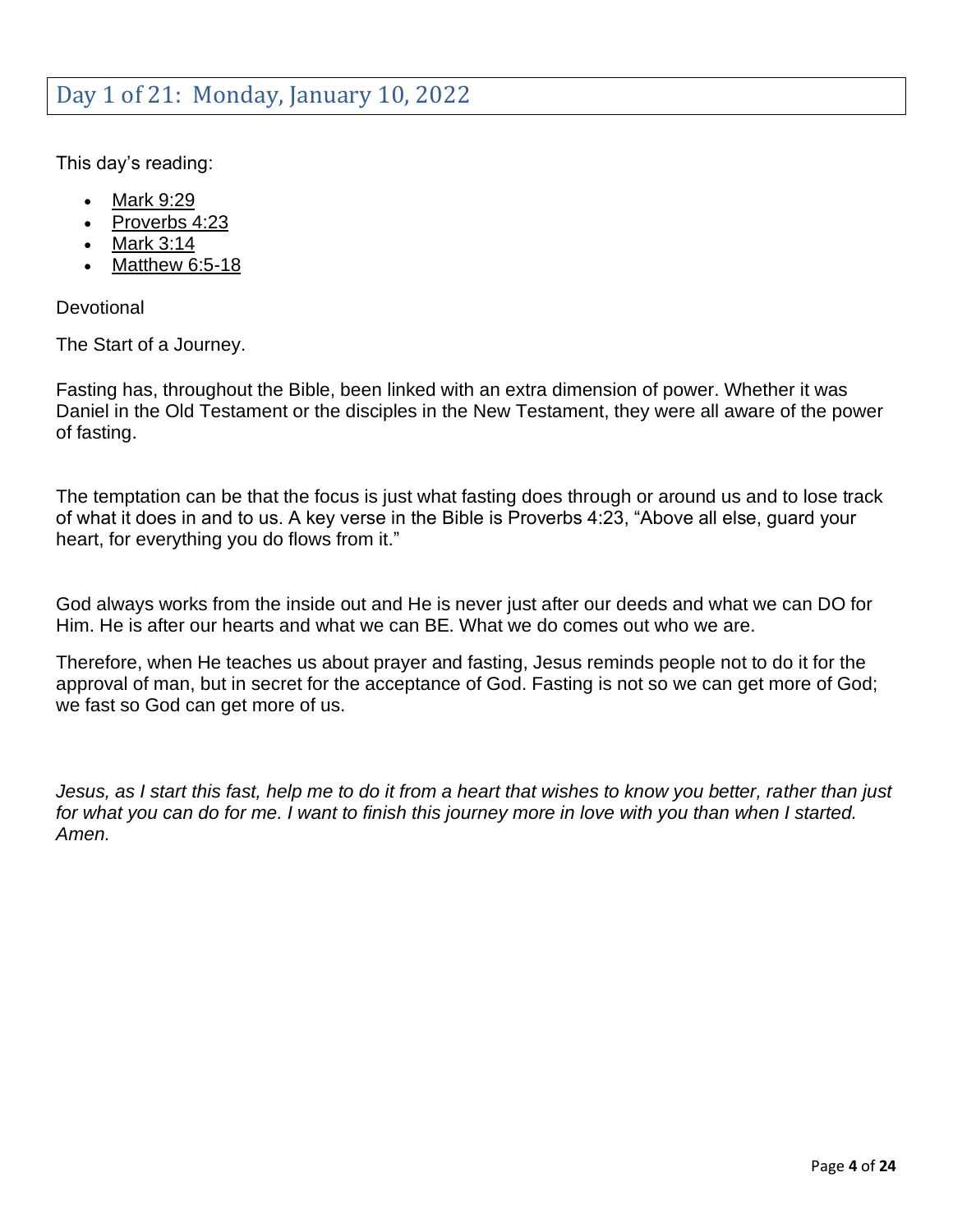## Day 1 of 21: Monday, January 10, 2022

This day's reading:

- Mark 9:29
- Proverbs 4:23
- Mark 3:14
- Matthew 6:5-18

Devotional

The Start of a Journey.

Fasting has, throughout the Bible, been linked with an extra dimension of power. Whether it was Daniel in the Old Testament or the disciples in the New Testament, they were all aware of the power of fasting.

The temptation can be that the focus is just what fasting does through or around us and to lose track of what it does in and to us. A key verse in the Bible is Proverbs 4:23, "Above all else, guard your heart, for everything you do flows from it."

God always works from the inside out and He is never just after our deeds and what we can DO for Him. He is after our hearts and what we can BE. What we do comes out who we are.

Therefore, when He teaches us about prayer and fasting, Jesus reminds people not to do it for the approval of man, but in secret for the acceptance of God. Fasting is not so we can get more of God; we fast so God can get more of us.

*Jesus, as I start this fast, help me to do it from a heart that wishes to know you better, rather than just for what you can do for me. I want to finish this journey more in love with you than when I started. Amen.*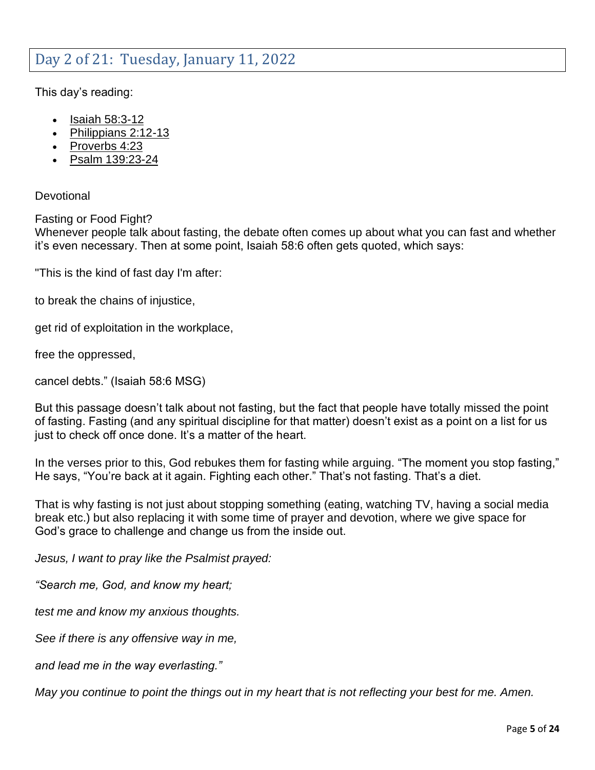## Day 2 of 21: Tuesday, January 11, 2022

This day's reading:

- Isaiah 58:3-12
- Philippians 2:12-13
- Proverbs 4:23
- Psalm 139:23-24

Devotional

Fasting or Food Fight?
Whenever people talk about fasting, the debate often comes up about what you can fast and whether it's even necessary. Then at some point, Isaiah 58:6 often gets quoted, which says:

"This is the kind of fast day I'm after:

to break the chains of injustice,

get rid of exploitation in the workplace,

free the oppressed,

cancel debts." (Isaiah 58:6 MSG)

But this passage doesn't talk about not fasting, but the fact that people have totally missed the point of fasting. Fasting (and any spiritual discipline for that matter) doesn't exist as a point on a list for us just to check off once done. It's a matter of the heart.

In the verses prior to this, God rebukes them for fasting while arguing. "The moment you stop fasting," He says, "You're back at it again. Fighting each other." That's not fasting. That's a diet.

That is why fasting is not just about stopping something (eating, watching TV, having a social media break etc.) but also replacing it with some time of prayer and devotion, where we give space for God's grace to challenge and change us from the inside out.

*Jesus, I want to pray like the Psalmist prayed:*

*"Search me, God, and know my heart;*

*test me and know my anxious thoughts.*

*See if there is any offensive way in me,*

*and lead me in the way everlasting."*

*May you continue to point the things out in my heart that is not reflecting your best for me. Amen.*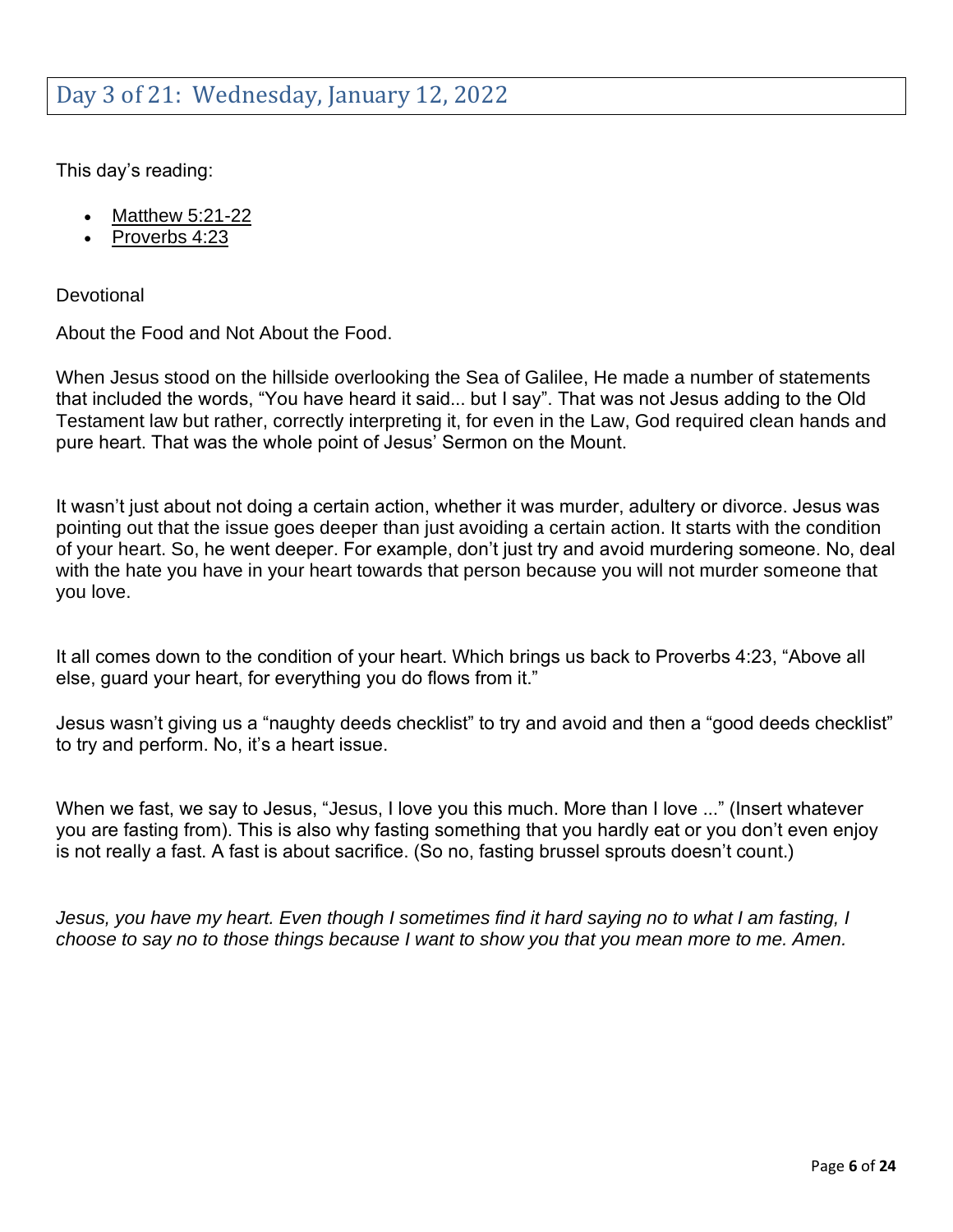## Day 3 of 21: Wednesday, January 12, 2022

This day's reading:

- Matthew 5:21-22
- Proverbs 4:23

Devotional

About the Food and Not About the Food.

When Jesus stood on the hillside overlooking the Sea of Galilee, He made a number of statements that included the words, "You have heard it said... but I say". That was not Jesus adding to the Old Testament law but rather, correctly interpreting it, for even in the Law, God required clean hands and pure heart. That was the whole point of Jesus' Sermon on the Mount.

It wasn't just about not doing a certain action, whether it was murder, adultery or divorce. Jesus was pointing out that the issue goes deeper than just avoiding a certain action. It starts with the condition of your heart. So, he went deeper. For example, don't just try and avoid murdering someone. No, deal with the hate you have in your heart towards that person because you will not murder someone that you love.

It all comes down to the condition of your heart. Which brings us back to Proverbs 4:23, "Above all else, guard your heart, for everything you do flows from it."

Jesus wasn't giving us a "naughty deeds checklist" to try and avoid and then a "good deeds checklist" to try and perform. No, it's a heart issue.

When we fast, we say to Jesus, "Jesus, I love you this much. More than I love ..." (Insert whatever you are fasting from). This is also why fasting something that you hardly eat or you don't even enjoy is not really a fast. A fast is about sacrifice. (So no, fasting brussel sprouts doesn't count.)

*Jesus, you have my heart. Even though I sometimes find it hard saying no to what I am fasting, I choose to say no to those things because I want to show you that you mean more to me. Amen.*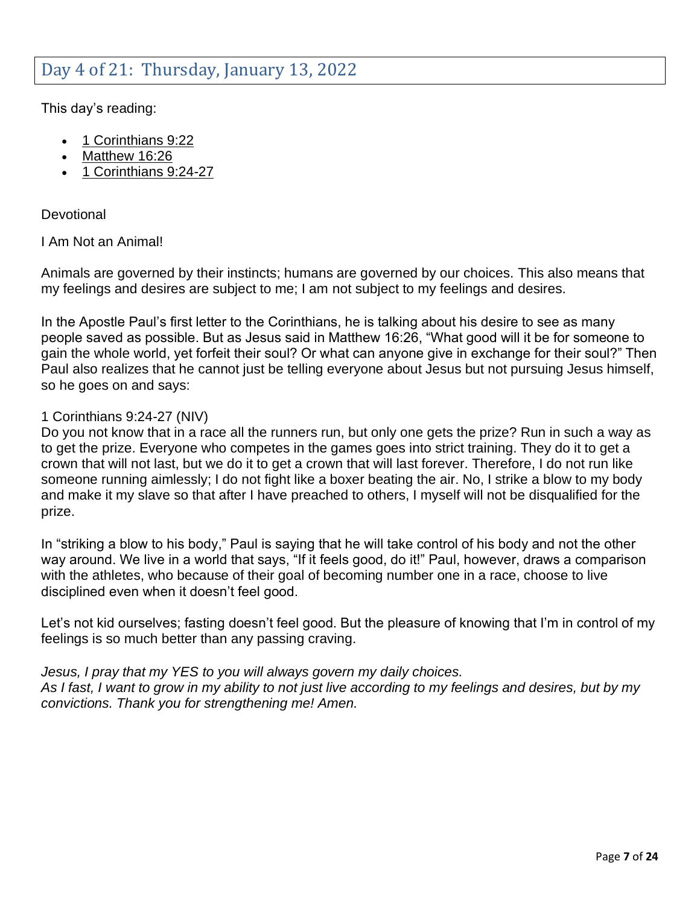## Day 4 of 21: Thursday, January 13, 2022

This day's reading:

- 1 Corinthians 9:22
- Matthew 16:26
- 1 Corinthians 9:24-27

Devotional

I Am Not an Animal!

Animals are governed by their instincts; humans are governed by our choices. This also means that my feelings and desires are subject to me; I am not subject to my feelings and desires.

In the Apostle Paul's first letter to the Corinthians, he is talking about his desire to see as many people saved as possible. But as Jesus said in Matthew 16:26, "What good will it be for someone to gain the whole world, yet forfeit their soul? Or what can anyone give in exchange for their soul?" Then Paul also realizes that he cannot just be telling everyone about Jesus but not pursuing Jesus himself, so he goes on and says:

1 Corinthians 9:24-27 (NIV)
Do you not know that in a race all the runners run, but only one gets the prize? Run in such a way as to get the prize. Everyone who competes in the games goes into strict training. They do it to get a crown that will not last, but we do it to get a crown that will last forever. Therefore, I do not run like someone running aimlessly; I do not fight like a boxer beating the air. No, I strike a blow to my body and make it my slave so that after I have preached to others, I myself will not be disqualified for the prize.

In "striking a blow to his body," Paul is saying that he will take control of his body and not the other way around. We live in a world that says, "If it feels good, do it!" Paul, however, draws a comparison with the athletes, who because of their goal of becoming number one in a race, choose to live disciplined even when it doesn't feel good.

Let's not kid ourselves; fasting doesn't feel good. But the pleasure of knowing that I'm in control of my feelings is so much better than any passing craving.

*Jesus, I pray that my YES to you will always govern my daily choices.*
*As I fast, I want to grow in my ability to not just live according to my feelings and desires, but by my convictions. Thank you for strengthening me! Amen.*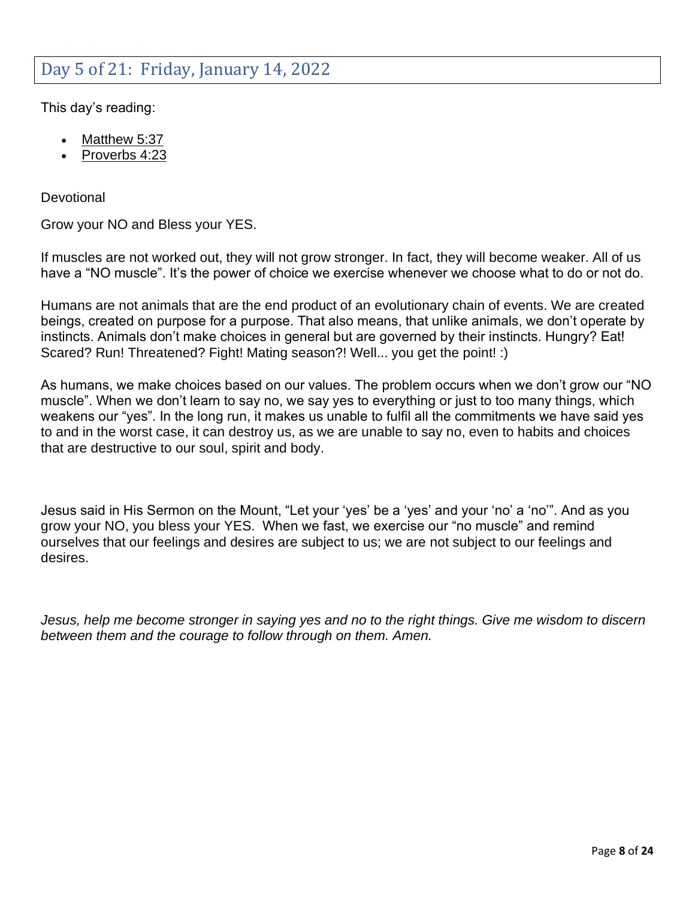## Day 5 of 21: Friday, January 14, 2022

This day's reading:

- Matthew 5:37
- Proverbs 4:23

Devotional

Grow your NO and Bless your YES.

If muscles are not worked out, they will not grow stronger. In fact, they will become weaker. All of us have a "NO muscle". It's the power of choice we exercise whenever we choose what to do or not do.

Humans are not animals that are the end product of an evolutionary chain of events. We are created beings, created on purpose for a purpose. That also means, that unlike animals, we don't operate by instincts. Animals don't make choices in general but are governed by their instincts. Hungry? Eat! Scared? Run! Threatened? Fight! Mating season?! Well... you get the point! :)

As humans, we make choices based on our values. The problem occurs when we don't grow our "NO muscle". When we don't learn to say no, we say yes to everything or just to too many things, which weakens our "yes". In the long run, it makes us unable to fulfil all the commitments we have said yes to and in the worst case, it can destroy us, as we are unable to say no, even to habits and choices that are destructive to our soul, spirit and body.

Jesus said in His Sermon on the Mount, "Let your 'yes' be a 'yes' and your 'no' a 'no'". And as you grow your NO, you bless your YES. When we fast, we exercise our "no muscle" and remind ourselves that our feelings and desires are subject to us; we are not subject to our feelings and desires.

*Jesus, help me become stronger in saying yes and no to the right things. Give me wisdom to discern between them and the courage to follow through on them. Amen.*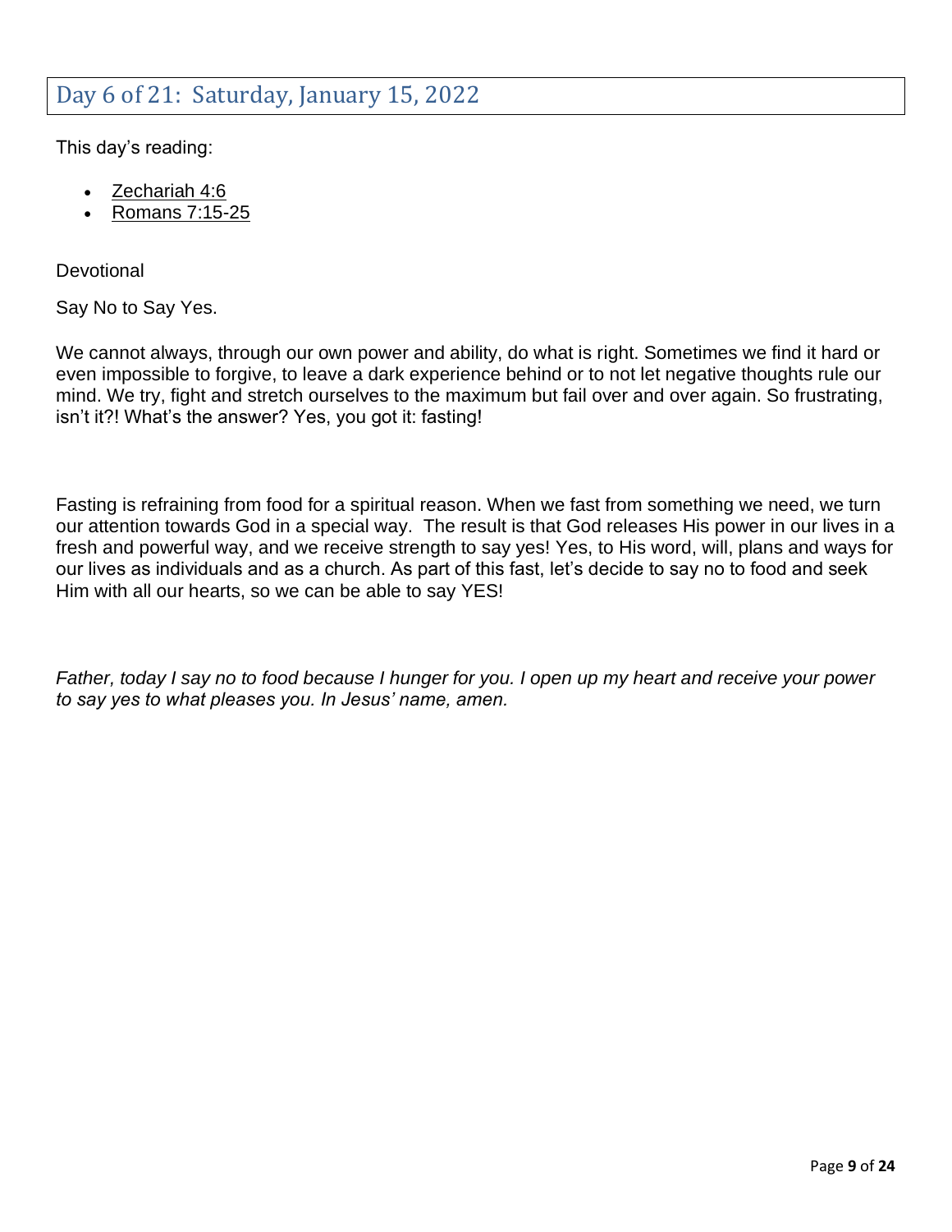## Day 6 of 21: Saturday, January 15, 2022

This day's reading:

- Zechariah 4:6
- Romans 7:15-25

Devotional

Say No to Say Yes.

We cannot always, through our own power and ability, do what is right. Sometimes we find it hard or even impossible to forgive, to leave a dark experience behind or to not let negative thoughts rule our mind. We try, fight and stretch ourselves to the maximum but fail over and over again. So frustrating, isn't it?! What's the answer? Yes, you got it: fasting!

Fasting is refraining from food for a spiritual reason. When we fast from something we need, we turn our attention towards God in a special way. The result is that God releases His power in our lives in a fresh and powerful way, and we receive strength to say yes! Yes, to His word, will, plans and ways for our lives as individuals and as a church. As part of this fast, let's decide to say no to food and seek Him with all our hearts, so we can be able to say YES!

*Father, today I say no to food because I hunger for you. I open up my heart and receive your power to say yes to what pleases you. In Jesus' name, amen.*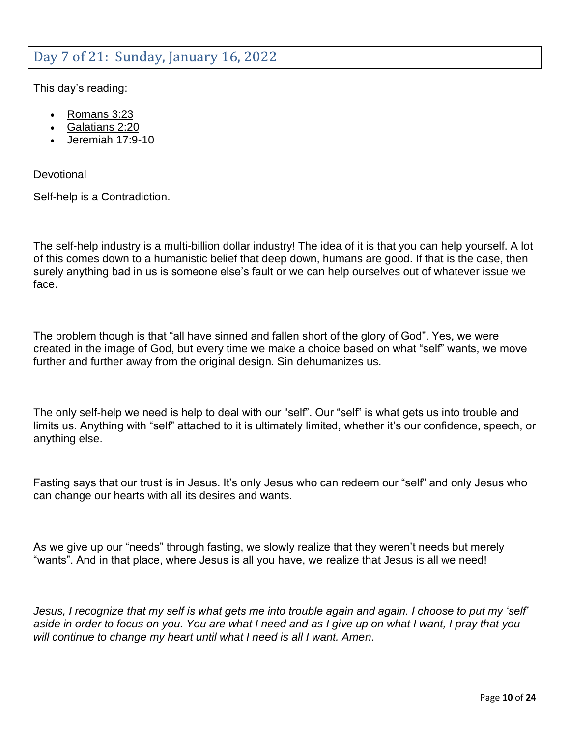## Day 7 of 21: Sunday, January 16, 2022

This day's reading:

- Romans 3:23
- Galatians 2:20
- Jeremiah 17:9-10

Devotional

Self-help is a Contradiction.

The self-help industry is a multi-billion dollar industry! The idea of it is that you can help yourself. A lot of this comes down to a humanistic belief that deep down, humans are good. If that is the case, then surely anything bad in us is someone else's fault or we can help ourselves out of whatever issue we face.

The problem though is that "all have sinned and fallen short of the glory of God". Yes, we were created in the image of God, but every time we make a choice based on what "self" wants, we move further and further away from the original design. Sin dehumanizes us.

The only self-help we need is help to deal with our "self". Our "self" is what gets us into trouble and limits us. Anything with "self" attached to it is ultimately limited, whether it's our confidence, speech, or anything else.

Fasting says that our trust is in Jesus. It's only Jesus who can redeem our "self" and only Jesus who can change our hearts with all its desires and wants.

As we give up our "needs" through fasting, we slowly realize that they weren't needs but merely "wants". And in that place, where Jesus is all you have, we realize that Jesus is all we need!

*Jesus, I recognize that my self is what gets me into trouble again and again. I choose to put my 'self' aside in order to focus on you. You are what I need and as I give up on what I want, I pray that you will continue to change my heart until what I need is all I want. Amen.*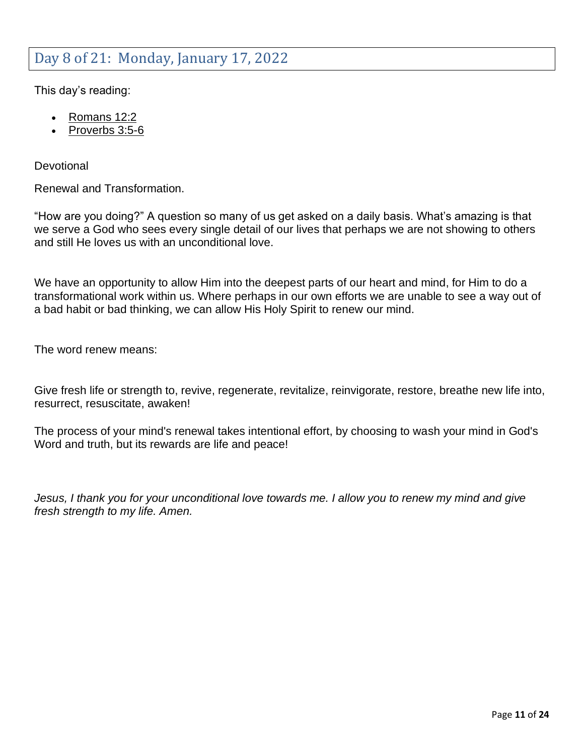## Day 8 of 21: Monday, January 17, 2022

This day's reading:

- Romans 12:2
- Proverbs 3:5-6

Devotional

Renewal and Transformation.

"How are you doing?" A question so many of us get asked on a daily basis. What's amazing is that we serve a God who sees every single detail of our lives that perhaps we are not showing to others and still He loves us with an unconditional love.

We have an opportunity to allow Him into the deepest parts of our heart and mind, for Him to do a transformational work within us. Where perhaps in our own efforts we are unable to see a way out of a bad habit or bad thinking, we can allow His Holy Spirit to renew our mind.

The word renew means:

Give fresh life or strength to, revive, regenerate, revitalize, reinvigorate, restore, breathe new life into, resurrect, resuscitate, awaken!

The process of your mind's renewal takes intentional effort, by choosing to wash your mind in God's Word and truth, but its rewards are life and peace!

*Jesus, I thank you for your unconditional love towards me. I allow you to renew my mind and give fresh strength to my life. Amen.*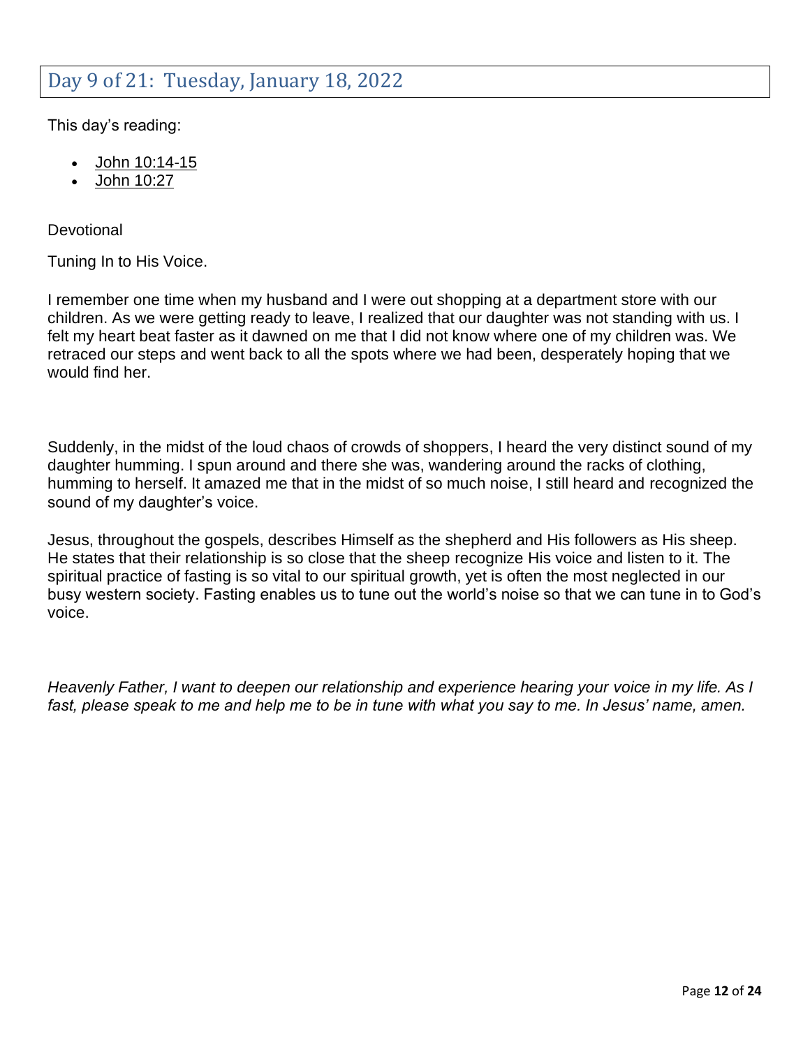## Day 9 of 21: Tuesday, January 18, 2022

This day's reading:

- John 10:14-15
- John 10:27

Devotional

Tuning In to His Voice.

I remember one time when my husband and I were out shopping at a department store with our children. As we were getting ready to leave, I realized that our daughter was not standing with us. I felt my heart beat faster as it dawned on me that I did not know where one of my children was. We retraced our steps and went back to all the spots where we had been, desperately hoping that we would find her.

Suddenly, in the midst of the loud chaos of crowds of shoppers, I heard the very distinct sound of my daughter humming. I spun around and there she was, wandering around the racks of clothing, humming to herself. It amazed me that in the midst of so much noise, I still heard and recognized the sound of my daughter's voice.

Jesus, throughout the gospels, describes Himself as the shepherd and His followers as His sheep. He states that their relationship is so close that the sheep recognize His voice and listen to it. The spiritual practice of fasting is so vital to our spiritual growth, yet is often the most neglected in our busy western society. Fasting enables us to tune out the world's noise so that we can tune in to God's voice.

*Heavenly Father, I want to deepen our relationship and experience hearing your voice in my life. As I fast, please speak to me and help me to be in tune with what you say to me. In Jesus' name, amen.*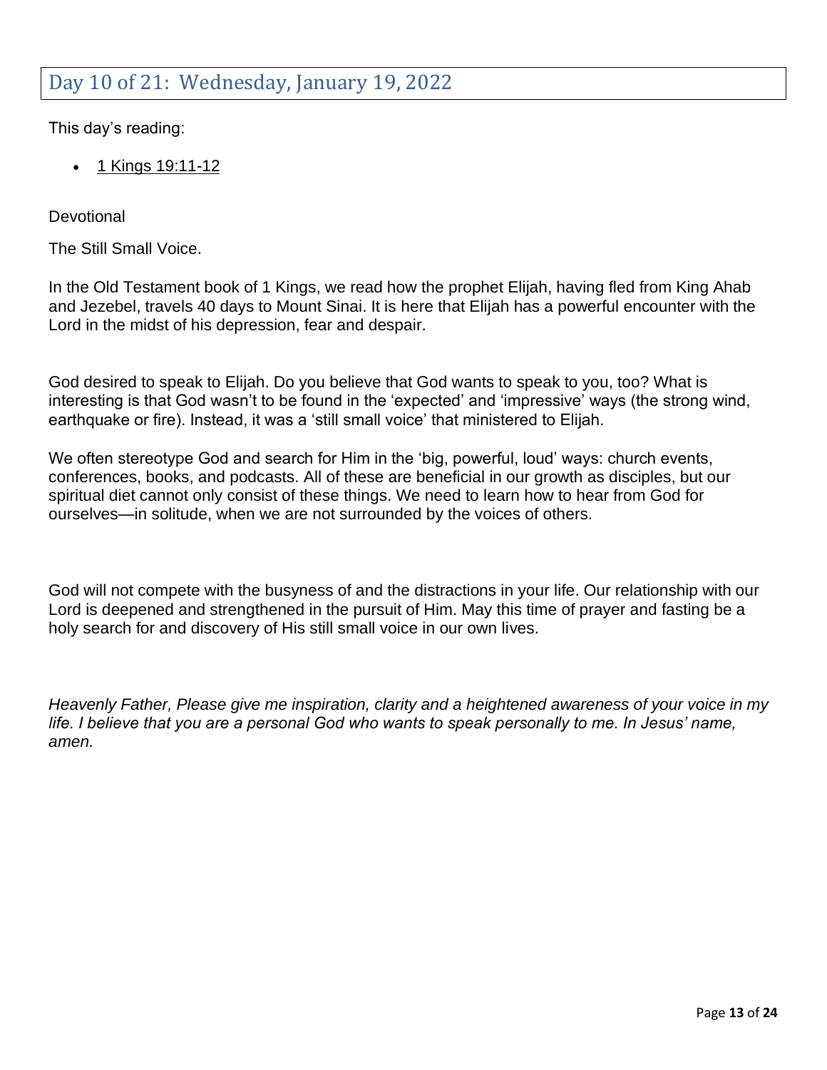## Day 10 of 21: Wednesday, January 19, 2022

This day's reading:

- 1 Kings 19:11-12

Devotional

The Still Small Voice.

In the Old Testament book of 1 Kings, we read how the prophet Elijah, having fled from King Ahab and Jezebel, travels 40 days to Mount Sinai. It is here that Elijah has a powerful encounter with the Lord in the midst of his depression, fear and despair.

God desired to speak to Elijah. Do you believe that God wants to speak to you, too? What is interesting is that God wasn't to be found in the 'expected' and 'impressive' ways (the strong wind, earthquake or fire). Instead, it was a 'still small voice' that ministered to Elijah.

We often stereotype God and search for Him in the 'big, powerful, loud' ways: church events, conferences, books, and podcasts. All of these are beneficial in our growth as disciples, but our spiritual diet cannot only consist of these things. We need to learn how to hear from God for ourselves—in solitude, when we are not surrounded by the voices of others.

God will not compete with the busyness of and the distractions in your life. Our relationship with our Lord is deepened and strengthened in the pursuit of Him. May this time of prayer and fasting be a holy search for and discovery of His still small voice in our own lives.

*Heavenly Father, Please give me inspiration, clarity and a heightened awareness of your voice in my life. I believe that you are a personal God who wants to speak personally to me. In Jesus' name, amen.*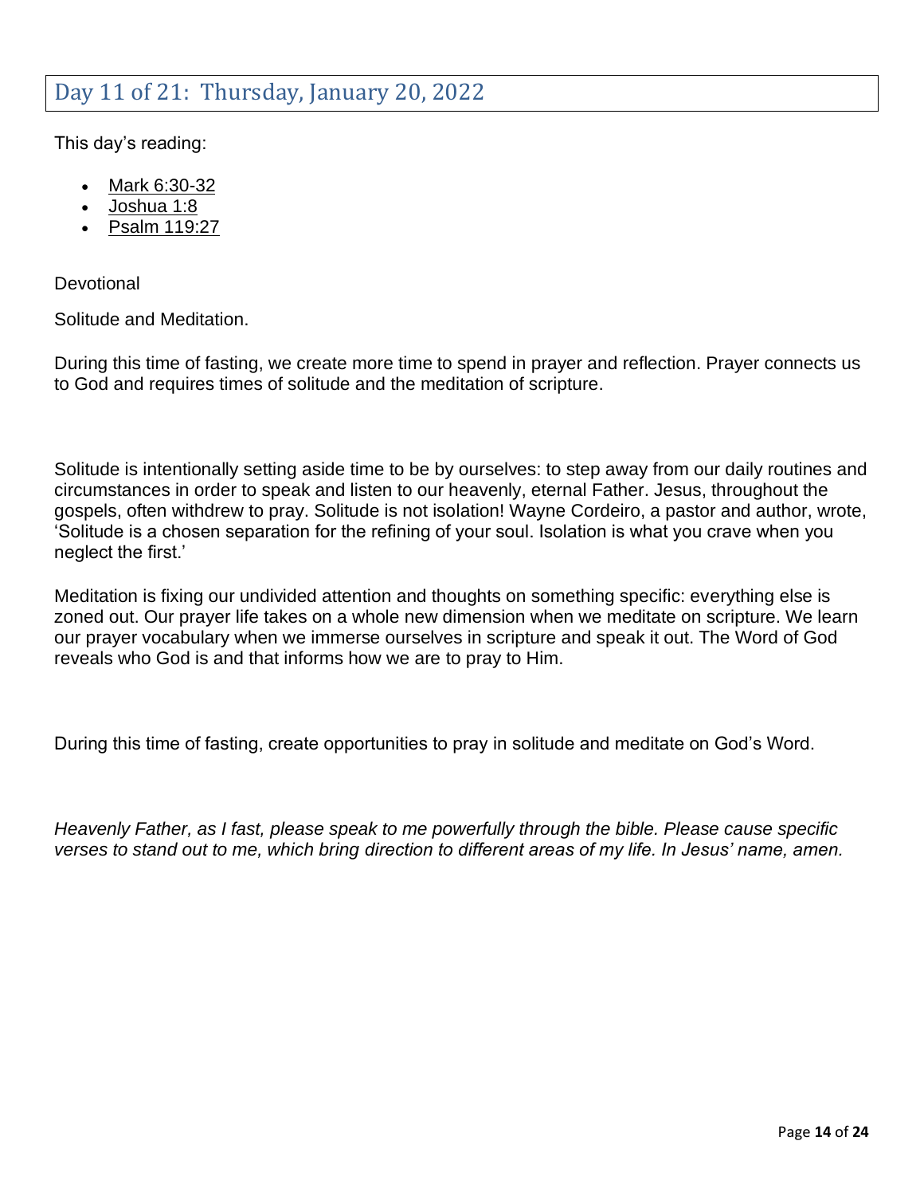## Day 11 of 21: Thursday, January 20, 2022

This day's reading:

- Mark 6:30-32
- Joshua 1:8
- Psalm 119:27

Devotional

Solitude and Meditation.

During this time of fasting, we create more time to spend in prayer and reflection. Prayer connects us to God and requires times of solitude and the meditation of scripture.

Solitude is intentionally setting aside time to be by ourselves: to step away from our daily routines and circumstances in order to speak and listen to our heavenly, eternal Father. Jesus, throughout the gospels, often withdrew to pray. Solitude is not isolation! Wayne Cordeiro, a pastor and author, wrote, 'Solitude is a chosen separation for the refining of your soul. Isolation is what you crave when you neglect the first.'

Meditation is fixing our undivided attention and thoughts on something specific: everything else is zoned out. Our prayer life takes on a whole new dimension when we meditate on scripture. We learn our prayer vocabulary when we immerse ourselves in scripture and speak it out. The Word of God reveals who God is and that informs how we are to pray to Him.

During this time of fasting, create opportunities to pray in solitude and meditate on God's Word.

*Heavenly Father, as I fast, please speak to me powerfully through the bible. Please cause specific verses to stand out to me, which bring direction to different areas of my life. In Jesus' name, amen.*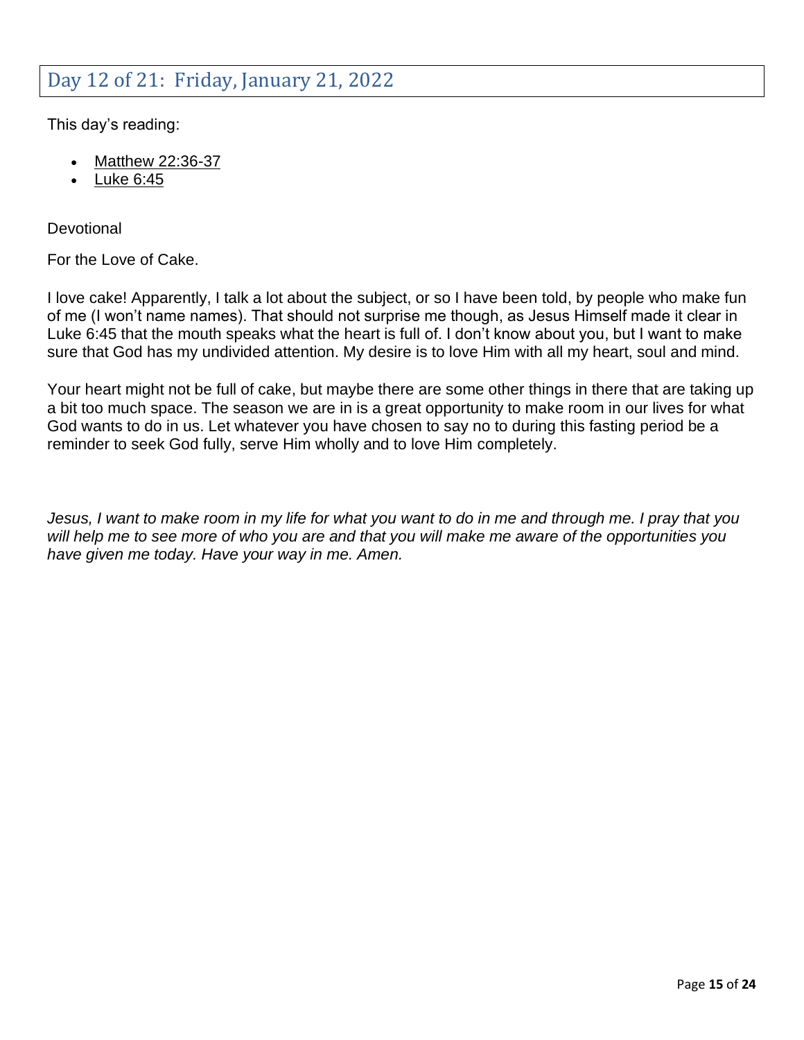## Day 12 of 21: Friday, January 21, 2022

This day's reading:

- Matthew 22:36-37
- Luke 6:45

Devotional

For the Love of Cake.

I love cake! Apparently, I talk a lot about the subject, or so I have been told, by people who make fun of me (I won't name names). That should not surprise me though, as Jesus Himself made it clear in Luke 6:45 that the mouth speaks what the heart is full of. I don't know about you, but I want to make sure that God has my undivided attention. My desire is to love Him with all my heart, soul and mind.

Your heart might not be full of cake, but maybe there are some other things in there that are taking up a bit too much space. The season we are in is a great opportunity to make room in our lives for what God wants to do in us. Let whatever you have chosen to say no to during this fasting period be a reminder to seek God fully, serve Him wholly and to love Him completely.

*Jesus, I want to make room in my life for what you want to do in me and through me. I pray that you will help me to see more of who you are and that you will make me aware of the opportunities you have given me today. Have your way in me. Amen.*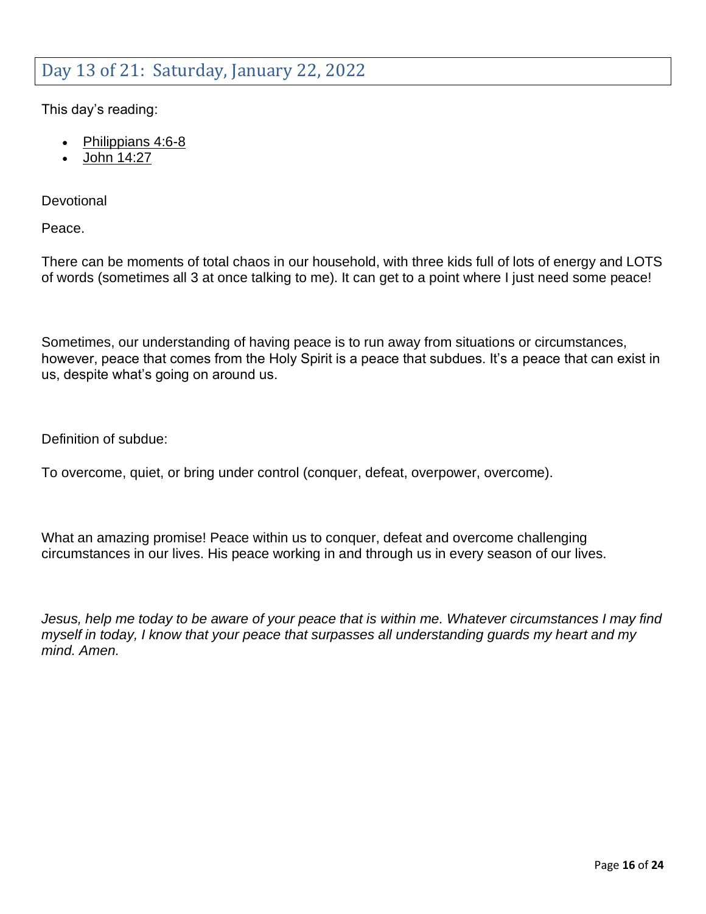## Day 13 of 21: Saturday, January 22, 2022

This day's reading:

- Philippians 4:6-8
- John 14:27

Devotional

Peace.

There can be moments of total chaos in our household, with three kids full of lots of energy and LOTS of words (sometimes all 3 at once talking to me). It can get to a point where I just need some peace!

Sometimes, our understanding of having peace is to run away from situations or circumstances, however, peace that comes from the Holy Spirit is a peace that subdues. It's a peace that can exist in us, despite what's going on around us.

Definition of subdue:

To overcome, quiet, or bring under control (conquer, defeat, overpower, overcome).

What an amazing promise! Peace within us to conquer, defeat and overcome challenging circumstances in our lives. His peace working in and through us in every season of our lives.

*Jesus, help me today to be aware of your peace that is within me. Whatever circumstances I may find myself in today, I know that your peace that surpasses all understanding guards my heart and my mind. Amen.*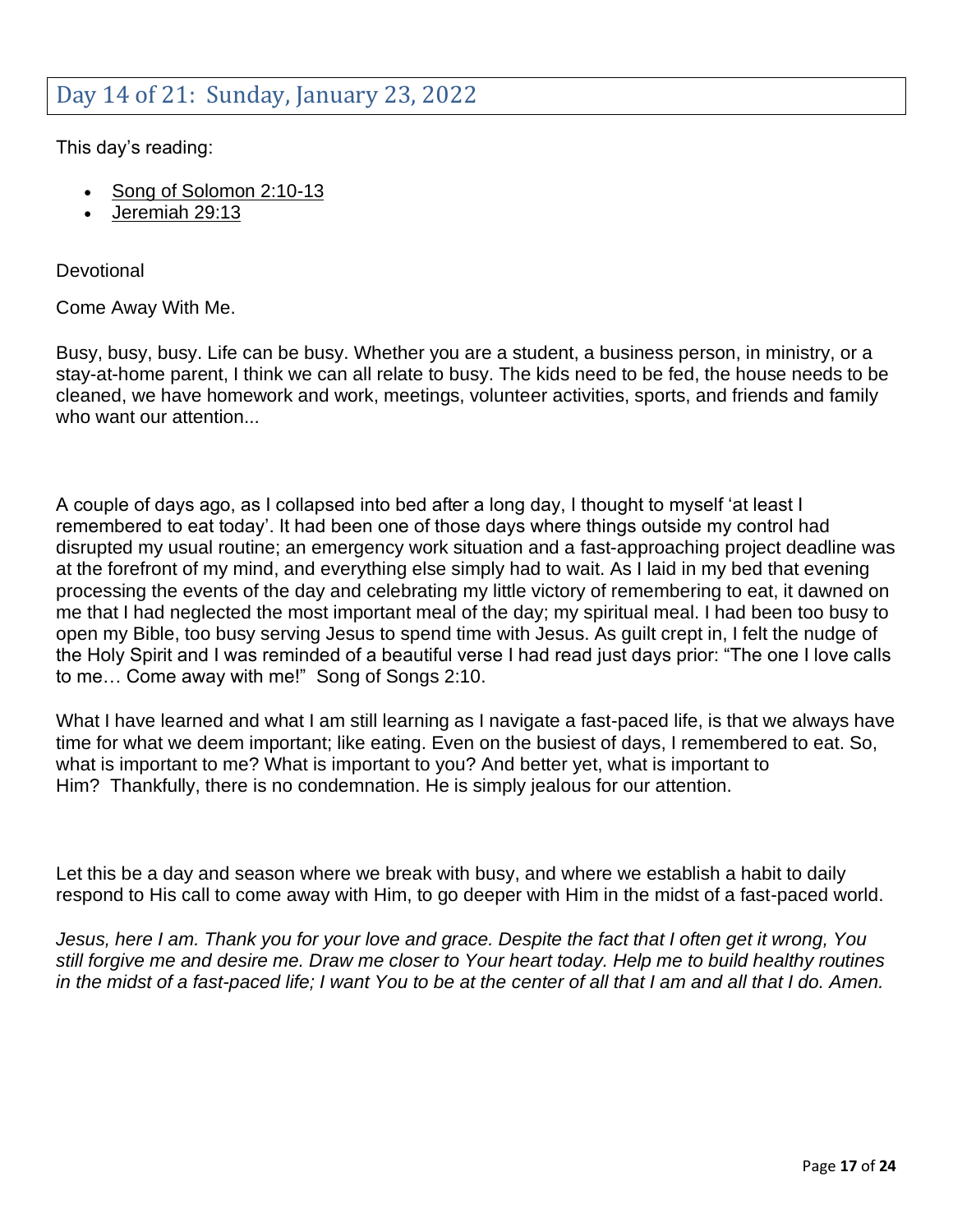## Day 14 of 21: Sunday, January 23, 2022

This day's reading:

- Song of Solomon 2:10-13
- Jeremiah 29:13

Devotional

Come Away With Me.

Busy, busy, busy. Life can be busy. Whether you are a student, a business person, in ministry, or a stay-at-home parent, I think we can all relate to busy. The kids need to be fed, the house needs to be cleaned, we have homework and work, meetings, volunteer activities, sports, and friends and family who want our attention...

A couple of days ago, as I collapsed into bed after a long day, I thought to myself 'at least I remembered to eat today'. It had been one of those days where things outside my control had disrupted my usual routine; an emergency work situation and a fast-approaching project deadline was at the forefront of my mind, and everything else simply had to wait. As I laid in my bed that evening processing the events of the day and celebrating my little victory of remembering to eat, it dawned on me that I had neglected the most important meal of the day; my spiritual meal. I had been too busy to open my Bible, too busy serving Jesus to spend time with Jesus. As guilt crept in, I felt the nudge of the Holy Spirit and I was reminded of a beautiful verse I had read just days prior: "The one I love calls to me… Come away with me!" Song of Songs 2:10.

What I have learned and what I am still learning as I navigate a fast-paced life, is that we always have time for what we deem important; like eating. Even on the busiest of days, I remembered to eat. So, what is important to me? What is important to you? And better yet, what is important to Him? Thankfully, there is no condemnation. He is simply jealous for our attention.

Let this be a day and season where we break with busy, and where we establish a habit to daily respond to His call to come away with Him, to go deeper with Him in the midst of a fast-paced world.

*Jesus, here I am. Thank you for your love and grace. Despite the fact that I often get it wrong, You still forgive me and desire me. Draw me closer to Your heart today. Help me to build healthy routines in the midst of a fast-paced life; I want You to be at the center of all that I am and all that I do. Amen.*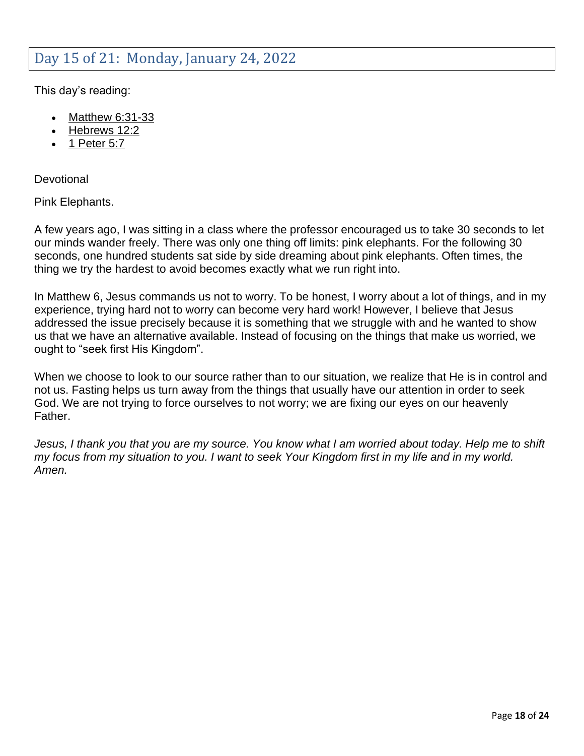## Day 15 of 21: Monday, January 24, 2022

This day's reading:

- Matthew 6:31-33
- Hebrews 12:2
- 1 Peter 5:7

Devotional

Pink Elephants.

A few years ago, I was sitting in a class where the professor encouraged us to take 30 seconds to let our minds wander freely. There was only one thing off limits: pink elephants. For the following 30 seconds, one hundred students sat side by side dreaming about pink elephants. Often times, the thing we try the hardest to avoid becomes exactly what we run right into.

In Matthew 6, Jesus commands us not to worry. To be honest, I worry about a lot of things, and in my experience, trying hard not to worry can become very hard work! However, I believe that Jesus addressed the issue precisely because it is something that we struggle with and he wanted to show us that we have an alternative available. Instead of focusing on the things that make us worried, we ought to "seek first His Kingdom".

When we choose to look to our source rather than to our situation, we realize that He is in control and not us. Fasting helps us turn away from the things that usually have our attention in order to seek God. We are not trying to force ourselves to not worry; we are fixing our eyes on our heavenly Father.

*Jesus, I thank you that you are my source. You know what I am worried about today. Help me to shift my focus from my situation to you. I want to seek Your Kingdom first in my life and in my world. Amen.*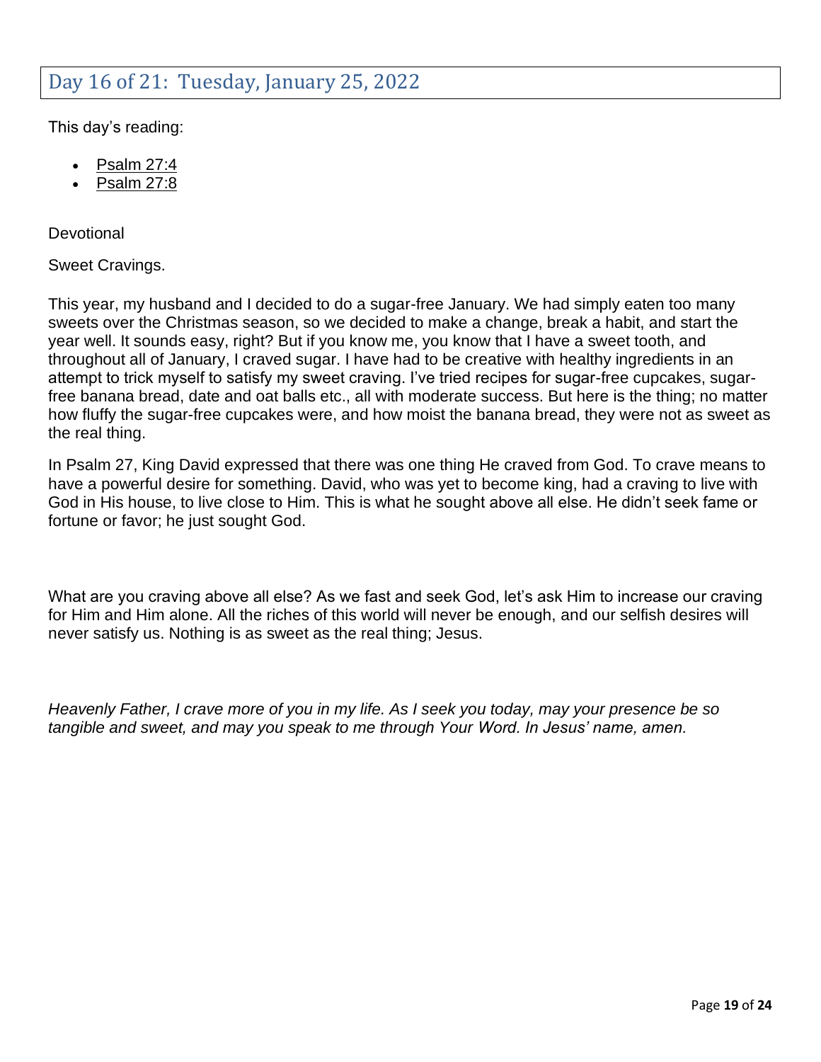## Day 16 of 21: Tuesday, January 25, 2022

This day's reading:

- Psalm 27:4
- Psalm 27:8

Devotional

Sweet Cravings.

This year, my husband and I decided to do a sugar-free January. We had simply eaten too many sweets over the Christmas season, so we decided to make a change, break a habit, and start the year well. It sounds easy, right? But if you know me, you know that I have a sweet tooth, and throughout all of January, I craved sugar. I have had to be creative with healthy ingredients in an attempt to trick myself to satisfy my sweet craving. I've tried recipes for sugar-free cupcakes, sugar-free banana bread, date and oat balls etc., all with moderate success. But here is the thing; no matter how fluffy the sugar-free cupcakes were, and how moist the banana bread, they were not as sweet as the real thing.

In Psalm 27, King David expressed that there was one thing He craved from God. To crave means to have a powerful desire for something. David, who was yet to become king, had a craving to live with God in His house, to live close to Him. This is what he sought above all else. He didn't seek fame or fortune or favor; he just sought God.

What are you craving above all else? As we fast and seek God, let's ask Him to increase our craving for Him and Him alone. All the riches of this world will never be enough, and our selfish desires will never satisfy us. Nothing is as sweet as the real thing; Jesus.

*Heavenly Father, I crave more of you in my life. As I seek you today, may your presence be so tangible and sweet, and may you speak to me through Your Word. In Jesus' name, amen.*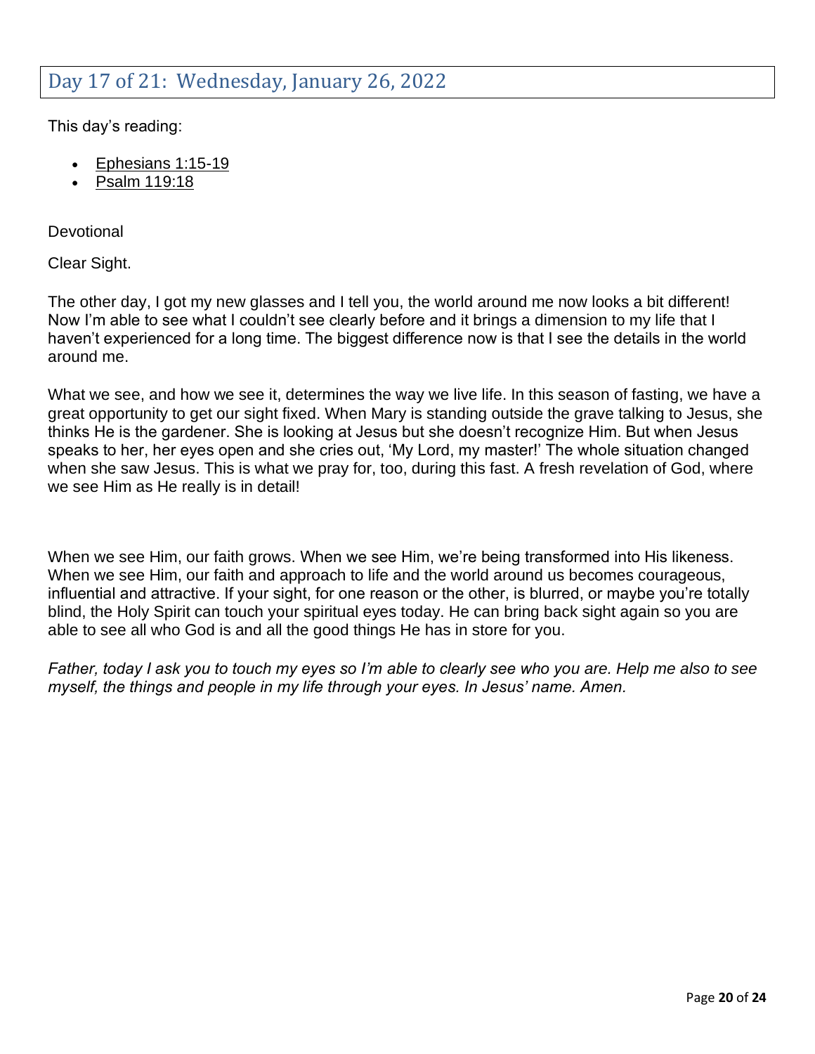## Day 17 of 21: Wednesday, January 26, 2022

This day's reading:

- Ephesians 1:15-19
- Psalm 119:18

Devotional

Clear Sight.

The other day, I got my new glasses and I tell you, the world around me now looks a bit different! Now I'm able to see what I couldn't see clearly before and it brings a dimension to my life that I haven't experienced for a long time. The biggest difference now is that I see the details in the world around me.

What we see, and how we see it, determines the way we live life. In this season of fasting, we have a great opportunity to get our sight fixed. When Mary is standing outside the grave talking to Jesus, she thinks He is the gardener. She is looking at Jesus but she doesn't recognize Him. But when Jesus speaks to her, her eyes open and she cries out, 'My Lord, my master!' The whole situation changed when she saw Jesus. This is what we pray for, too, during this fast. A fresh revelation of God, where we see Him as He really is in detail!

When we see Him, our faith grows. When we see Him, we're being transformed into His likeness. When we see Him, our faith and approach to life and the world around us becomes courageous, influential and attractive. If your sight, for one reason or the other, is blurred, or maybe you're totally blind, the Holy Spirit can touch your spiritual eyes today. He can bring back sight again so you are able to see all who God is and all the good things He has in store for you.

*Father, today I ask you to touch my eyes so I'm able to clearly see who you are. Help me also to see myself, the things and people in my life through your eyes. In Jesus' name. Amen.*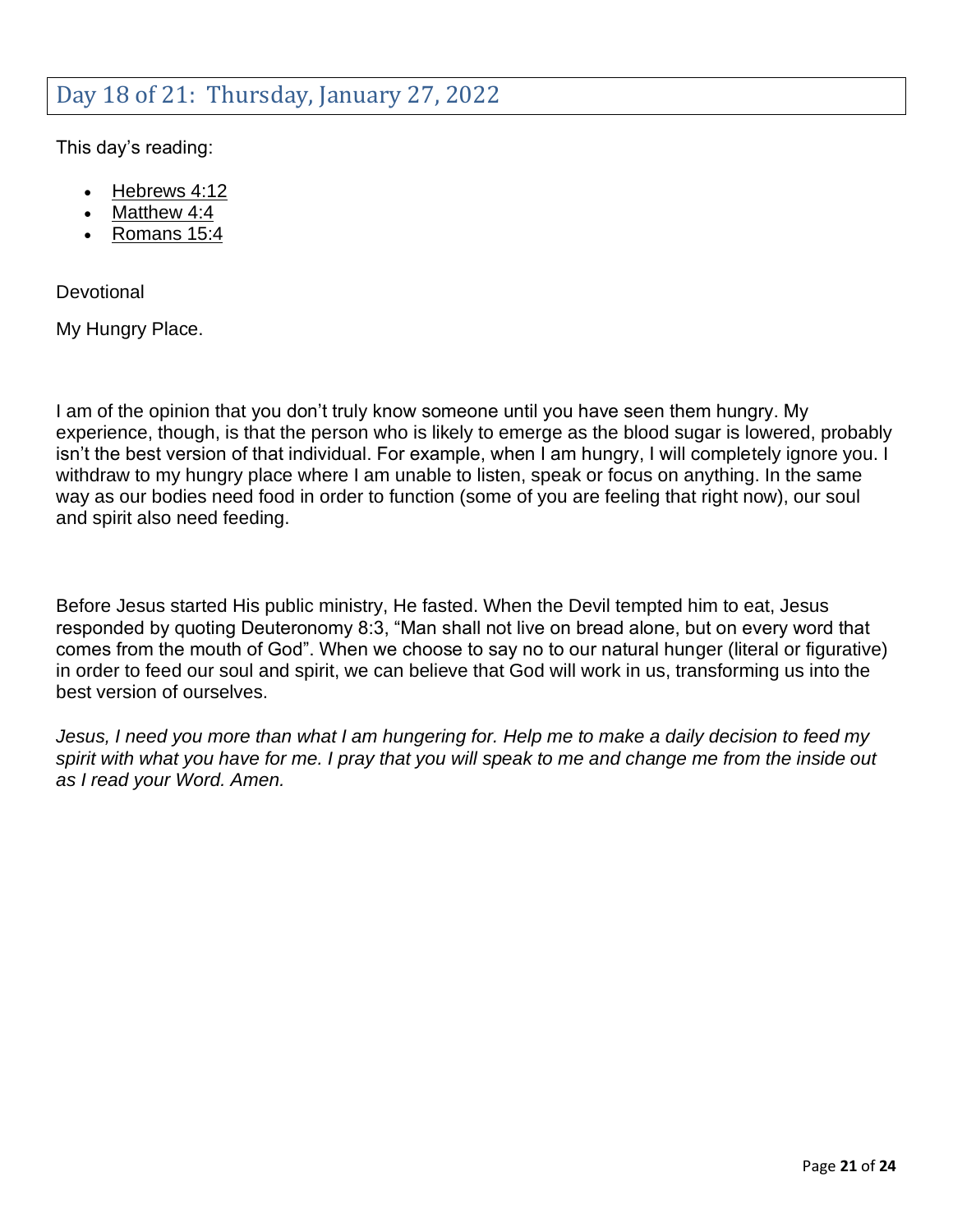## Day 18 of 21: Thursday, January 27, 2022

This day's reading:

- Hebrews 4:12
- Matthew 4:4
- Romans 15:4

Devotional

My Hungry Place.

I am of the opinion that you don't truly know someone until you have seen them hungry. My experience, though, is that the person who is likely to emerge as the blood sugar is lowered, probably isn't the best version of that individual. For example, when I am hungry, I will completely ignore you. I withdraw to my hungry place where I am unable to listen, speak or focus on anything. In the same way as our bodies need food in order to function (some of you are feeling that right now), our soul and spirit also need feeding.

Before Jesus started His public ministry, He fasted. When the Devil tempted him to eat, Jesus responded by quoting Deuteronomy 8:3, "Man shall not live on bread alone, but on every word that comes from the mouth of God". When we choose to say no to our natural hunger (literal or figurative) in order to feed our soul and spirit, we can believe that God will work in us, transforming us into the best version of ourselves.

*Jesus, I need you more than what I am hungering for. Help me to make a daily decision to feed my spirit with what you have for me. I pray that you will speak to me and change me from the inside out as I read your Word. Amen.*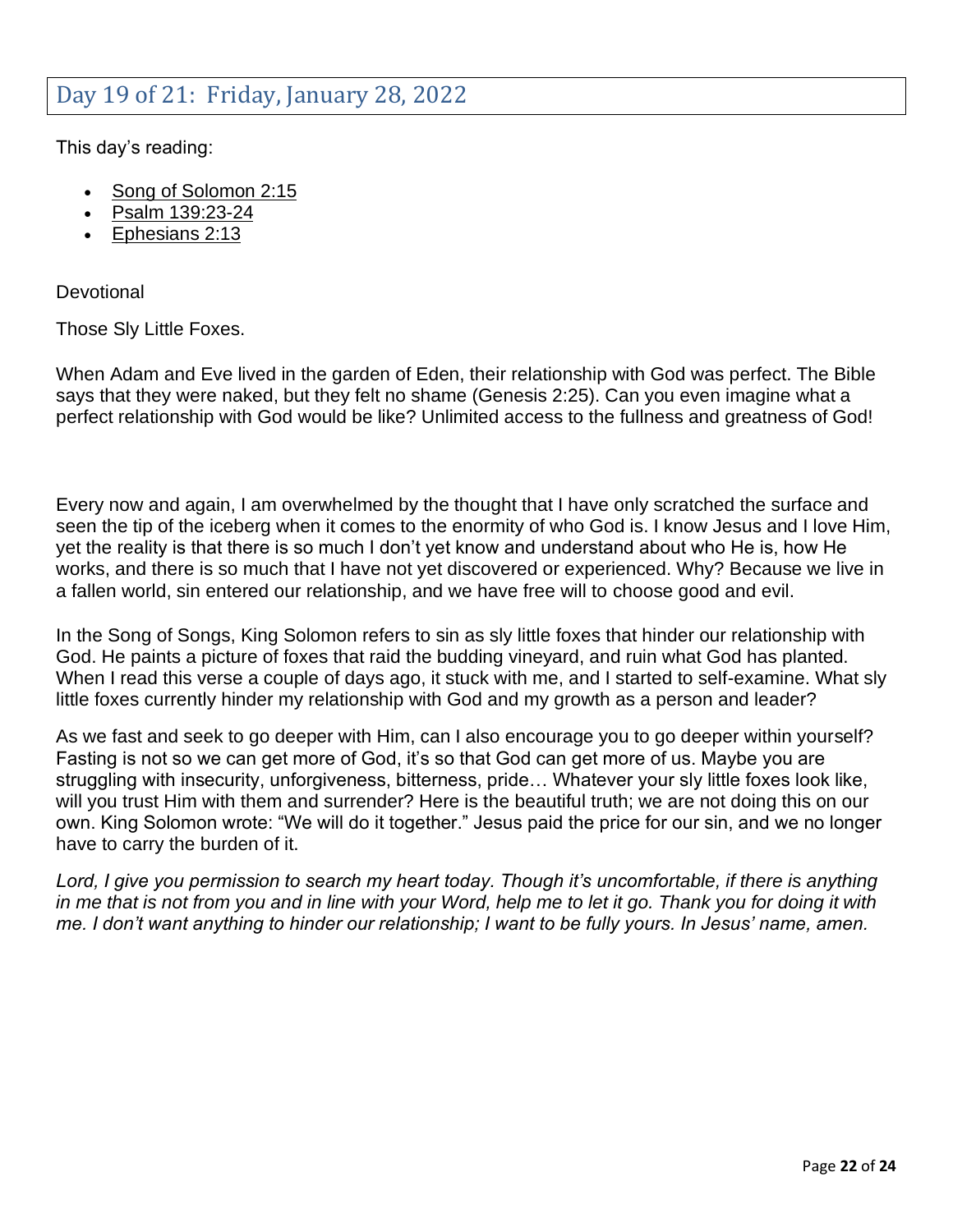## Day 19 of 21: Friday, January 28, 2022

This day's reading:

- Song of Solomon 2:15
- Psalm 139:23-24
- Ephesians 2:13

Devotional

Those Sly Little Foxes.

When Adam and Eve lived in the garden of Eden, their relationship with God was perfect. The Bible says that they were naked, but they felt no shame (Genesis 2:25). Can you even imagine what a perfect relationship with God would be like? Unlimited access to the fullness and greatness of God!

Every now and again, I am overwhelmed by the thought that I have only scratched the surface and seen the tip of the iceberg when it comes to the enormity of who God is. I know Jesus and I love Him, yet the reality is that there is so much I don't yet know and understand about who He is, how He works, and there is so much that I have not yet discovered or experienced. Why? Because we live in a fallen world, sin entered our relationship, and we have free will to choose good and evil.

In the Song of Songs, King Solomon refers to sin as sly little foxes that hinder our relationship with God. He paints a picture of foxes that raid the budding vineyard, and ruin what God has planted. When I read this verse a couple of days ago, it stuck with me, and I started to self-examine. What sly little foxes currently hinder my relationship with God and my growth as a person and leader?

As we fast and seek to go deeper with Him, can I also encourage you to go deeper within yourself? Fasting is not so we can get more of God, it's so that God can get more of us. Maybe you are struggling with insecurity, unforgiveness, bitterness, pride… Whatever your sly little foxes look like, will you trust Him with them and surrender? Here is the beautiful truth; we are not doing this on our own. King Solomon wrote: "We will do it together." Jesus paid the price for our sin, and we no longer have to carry the burden of it.

*Lord, I give you permission to search my heart today. Though it's uncomfortable, if there is anything in me that is not from you and in line with your Word, help me to let it go. Thank you for doing it with me. I don't want anything to hinder our relationship; I want to be fully yours. In Jesus' name, amen.*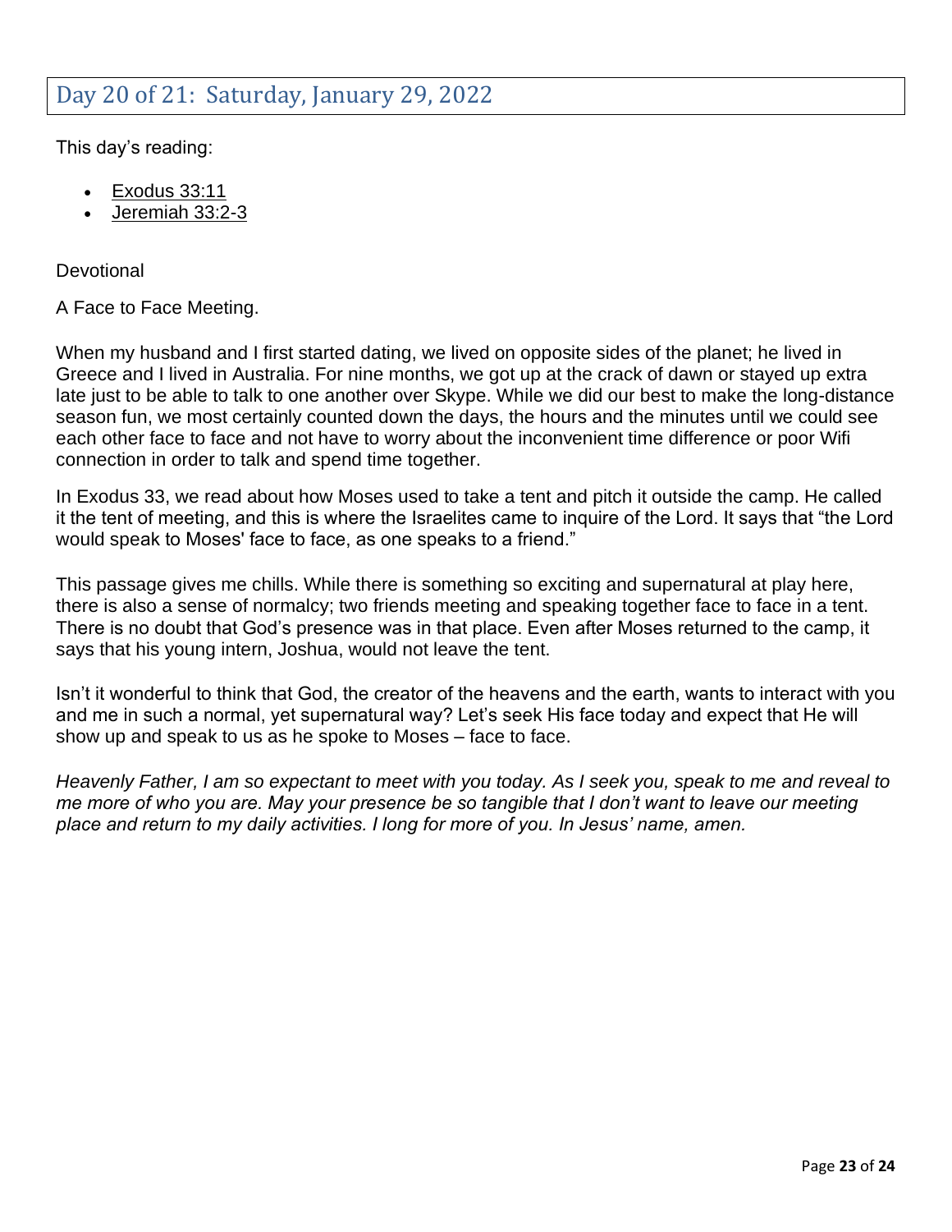## Day 20 of 21: Saturday, January 29, 2022

This day's reading:

- Exodus 33:11
- Jeremiah 33:2-3

Devotional

A Face to Face Meeting.

When my husband and I first started dating, we lived on opposite sides of the planet; he lived in Greece and I lived in Australia. For nine months, we got up at the crack of dawn or stayed up extra late just to be able to talk to one another over Skype. While we did our best to make the long-distance season fun, we most certainly counted down the days, the hours and the minutes until we could see each other face to face and not have to worry about the inconvenient time difference or poor Wifi connection in order to talk and spend time together.

In Exodus 33, we read about how Moses used to take a tent and pitch it outside the camp. He called it the tent of meeting, and this is where the Israelites came to inquire of the Lord. It says that "the Lord would speak to Moses' face to face, as one speaks to a friend."

This passage gives me chills. While there is something so exciting and supernatural at play here, there is also a sense of normalcy; two friends meeting and speaking together face to face in a tent. There is no doubt that God's presence was in that place. Even after Moses returned to the camp, it says that his young intern, Joshua, would not leave the tent.

Isn't it wonderful to think that God, the creator of the heavens and the earth, wants to interact with you and me in such a normal, yet supernatural way? Let's seek His face today and expect that He will show up and speak to us as he spoke to Moses – face to face.

*Heavenly Father, I am so expectant to meet with you today. As I seek you, speak to me and reveal to me more of who you are. May your presence be so tangible that I don't want to leave our meeting place and return to my daily activities. I long for more of you. In Jesus' name, amen.*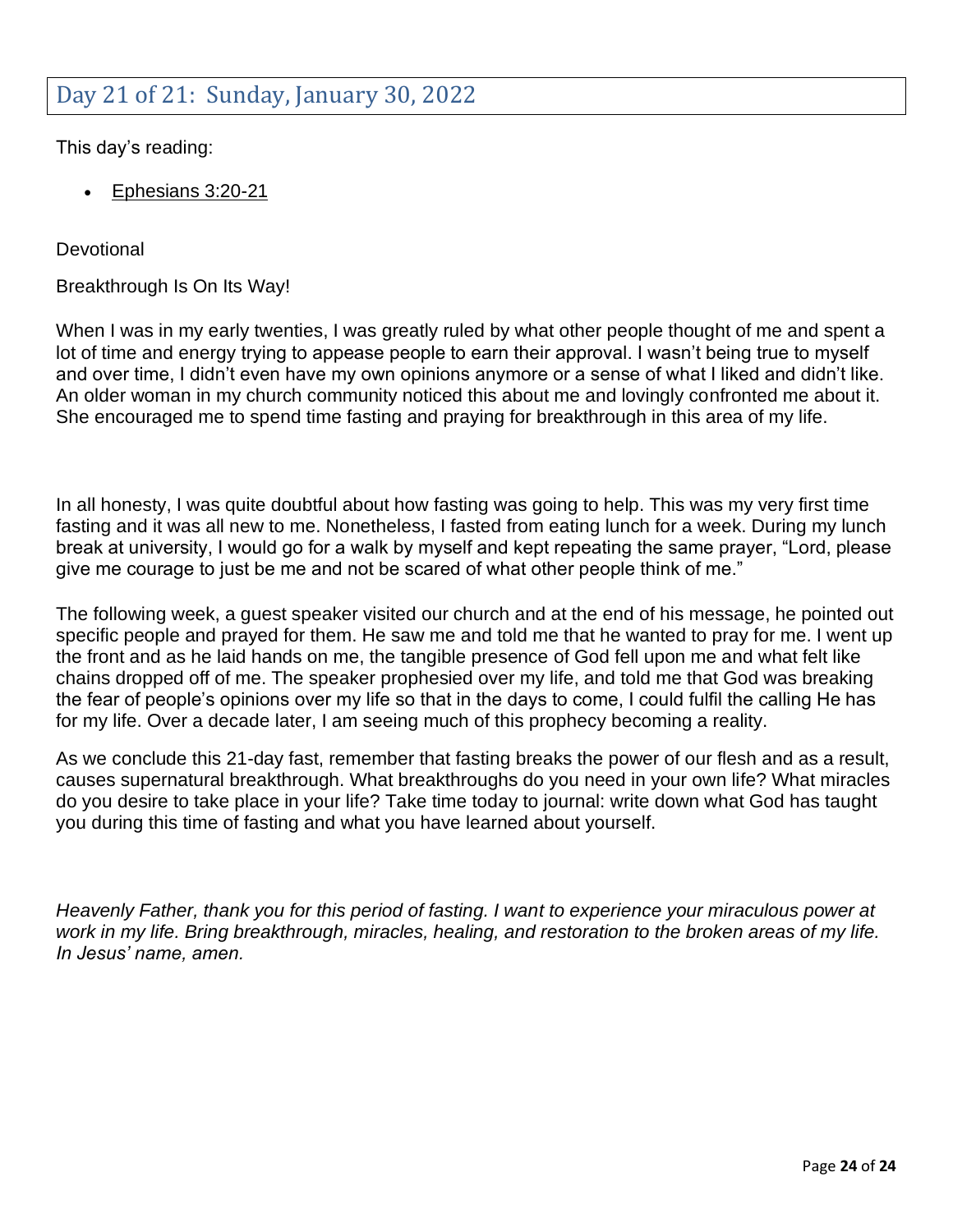## Day 21 of 21: Sunday, January 30, 2022

This day's reading:

- Ephesians 3:20-21

Devotional

Breakthrough Is On Its Way!

When I was in my early twenties, I was greatly ruled by what other people thought of me and spent a lot of time and energy trying to appease people to earn their approval. I wasn't being true to myself and over time, I didn't even have my own opinions anymore or a sense of what I liked and didn't like. An older woman in my church community noticed this about me and lovingly confronted me about it. She encouraged me to spend time fasting and praying for breakthrough in this area of my life.

In all honesty, I was quite doubtful about how fasting was going to help. This was my very first time fasting and it was all new to me. Nonetheless, I fasted from eating lunch for a week. During my lunch break at university, I would go for a walk by myself and kept repeating the same prayer, "Lord, please give me courage to just be me and not be scared of what other people think of me."

The following week, a guest speaker visited our church and at the end of his message, he pointed out specific people and prayed for them. He saw me and told me that he wanted to pray for me. I went up the front and as he laid hands on me, the tangible presence of God fell upon me and what felt like chains dropped off of me. The speaker prophesied over my life, and told me that God was breaking the fear of people's opinions over my life so that in the days to come, I could fulfil the calling He has for my life. Over a decade later, I am seeing much of this prophecy becoming a reality.

As we conclude this 21-day fast, remember that fasting breaks the power of our flesh and as a result, causes supernatural breakthrough. What breakthroughs do you need in your own life? What miracles do you desire to take place in your life? Take time today to journal: write down what God has taught you during this time of fasting and what you have learned about yourself.

*Heavenly Father, thank you for this period of fasting. I want to experience your miraculous power at work in my life. Bring breakthrough, miracles, healing, and restoration to the broken areas of my life. In Jesus' name, amen.*